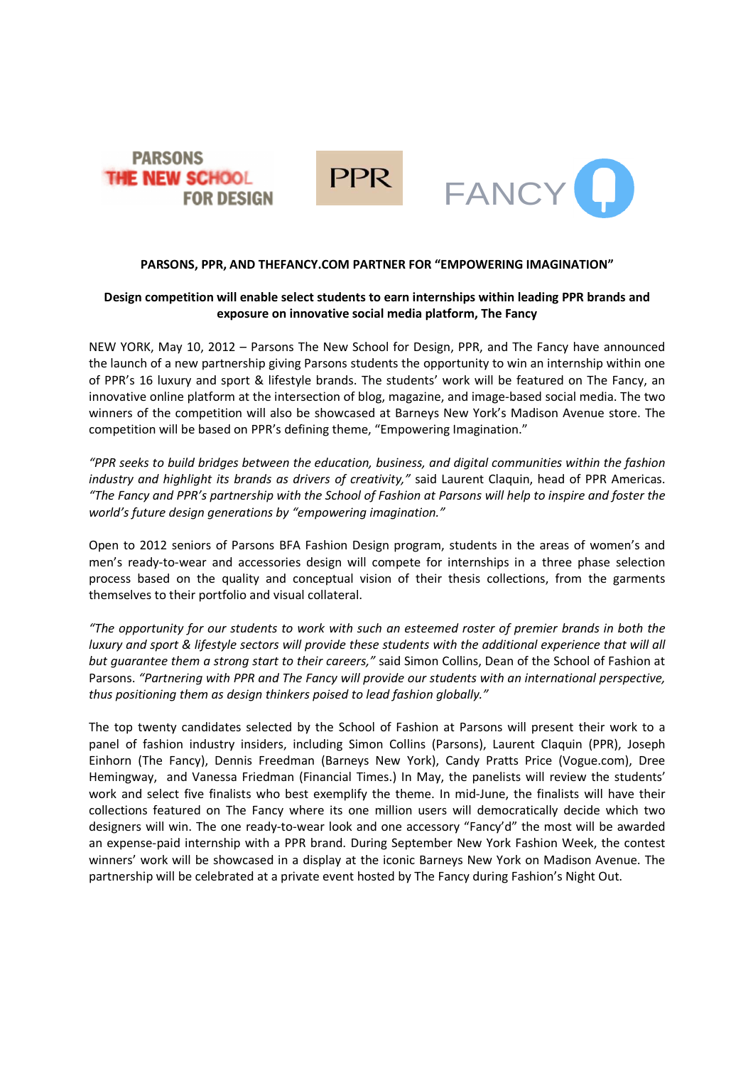PARSONS THE NEW SCHOOL FOR DESIGN    PPR    FANCY

**PARSONS, PPR, AND THEFANCY.COM PARTNER FOR "EMPOWERING IMAGINATION"**

**Design competition will enable select students to earn internships within leading PPR brands and exposure on innovative social media platform, The Fancy**

NEW YORK, May 10, 2012 – Parsons The New School for Design, PPR, and The Fancy have announced the launch of a new partnership giving Parsons students the opportunity to win an internship within one of PPR's 16 luxury and sport & lifestyle brands. The students' work will be featured on The Fancy, an innovative online platform at the intersection of blog, magazine, and image-based social media. The two winners of the competition will also be showcased at Barneys New York's Madison Avenue store. The competition will be based on PPR's defining theme, "Empowering Imagination."

*"PPR seeks to build bridges between the education, business, and digital communities within the fashion industry and highlight its brands as drivers of creativity,"* said Laurent Claquin, head of PPR Americas. *"The Fancy and PPR's partnership with the School of Fashion at Parsons will help to inspire and foster the world's future design generations by "empowering imagination."*

Open to 2012 seniors of Parsons BFA Fashion Design program, students in the areas of women's and men's ready-to-wear and accessories design will compete for internships in a three phase selection process based on the quality and conceptual vision of their thesis collections, from the garments themselves to their portfolio and visual collateral.

*"The opportunity for our students to work with such an esteemed roster of premier brands in both the luxury and sport & lifestyle sectors will provide these students with the additional experience that will all but guarantee them a strong start to their careers,"* said Simon Collins, Dean of the School of Fashion at Parsons. *"Partnering with PPR and The Fancy will provide our students with an international perspective, thus positioning them as design thinkers poised to lead fashion globally."*

The top twenty candidates selected by the School of Fashion at Parsons will present their work to a panel of fashion industry insiders, including Simon Collins (Parsons), Laurent Claquin (PPR), Joseph Einhorn (The Fancy), Dennis Freedman (Barneys New York), Candy Pratts Price (Vogue.com), Dree Hemingway, and Vanessa Friedman (Financial Times.) In May, the panelists will review the students' work and select five finalists who best exemplify the theme. In mid-June, the finalists will have their collections featured on The Fancy where its one million users will democratically decide which two designers will win. The one ready-to-wear look and one accessory "Fancy'd" the most will be awarded an expense-paid internship with a PPR brand. During September New York Fashion Week, the contest winners' work will be showcased in a display at the iconic Barneys New York on Madison Avenue. The partnership will be celebrated at a private event hosted by The Fancy during Fashion's Night Out.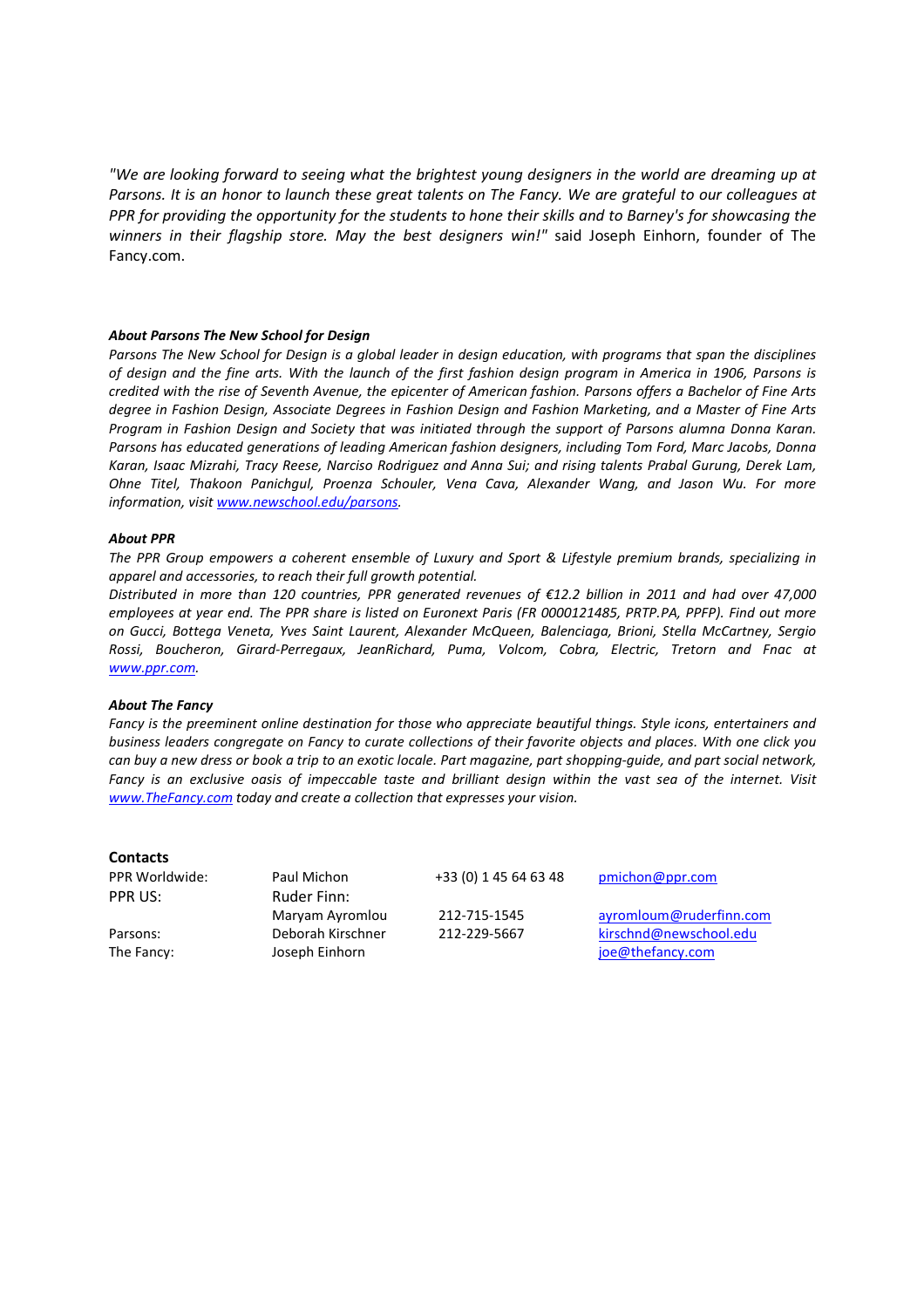*"We are looking forward to seeing what the brightest young designers in the world are dreaming up at Parsons. It is an honor to launch these great talents on The Fancy. We are grateful to our colleagues at PPR for providing the opportunity for the students to hone their skills and to Barney's for showcasing the winners in their flagship store. May the best designers win!"* said Joseph Einhorn, founder of The Fancy.com.

***About Parsons The New School for Design***

*Parsons The New School for Design is a global leader in design education, with programs that span the disciplines of design and the fine arts. With the launch of the first fashion design program in America in 1906, Parsons is credited with the rise of Seventh Avenue, the epicenter of American fashion. Parsons offers a Bachelor of Fine Arts degree in Fashion Design, Associate Degrees in Fashion Design and Fashion Marketing, and a Master of Fine Arts Program in Fashion Design and Society that was initiated through the support of Parsons alumna Donna Karan. Parsons has educated generations of leading American fashion designers, including Tom Ford, Marc Jacobs, Donna Karan, Isaac Mizrahi, Tracy Reese, Narciso Rodriguez and Anna Sui; and rising talents Prabal Gurung, Derek Lam, Ohne Titel, Thakoon Panichgul, Proenza Schouler, Vena Cava, Alexander Wang, and Jason Wu. For more information, visit www.newschool.edu/parsons.*

***About PPR***

*The PPR Group empowers a coherent ensemble of Luxury and Sport & Lifestyle premium brands, specializing in apparel and accessories, to reach their full growth potential.*

*Distributed in more than 120 countries, PPR generated revenues of €12.2 billion in 2011 and had over 47,000 employees at year end. The PPR share is listed on Euronext Paris (FR 0000121485, PRTP.PA, PPFP). Find out more on Gucci, Bottega Veneta, Yves Saint Laurent, Alexander McQueen, Balenciaga, Brioni, Stella McCartney, Sergio Rossi, Boucheron, Girard-Perregaux, JeanRichard, Puma, Volcom, Cobra, Electric, Tretorn and Fnac at www.ppr.com.*

***About The Fancy***

*Fancy is the preeminent online destination for those who appreciate beautiful things. Style icons, entertainers and business leaders congregate on Fancy to curate collections of their favorite objects and places. With one click you can buy a new dress or book a trip to an exotic locale. Part magazine, part shopping-guide, and part social network, Fancy is an exclusive oasis of impeccable taste and brilliant design within the vast sea of the internet. Visit www.TheFancy.com today and create a collection that expresses your vision.*

**Contacts**

| | | | |
|---|---|---|---|
| PPR Worldwide: | Paul Michon | +33 (0) 1 45 64 63 48 | pmichon@ppr.com |
| PPR US: | Ruder Finn: | | |
| | Maryam Ayromlou | 212-715-1545 | ayromloum@ruderfinn.com |
| Parsons: | Deborah Kirschner | 212-229-5667 | kirschnd@newschool.edu |
| The Fancy: | Joseph Einhorn | | joe@thefancy.com |